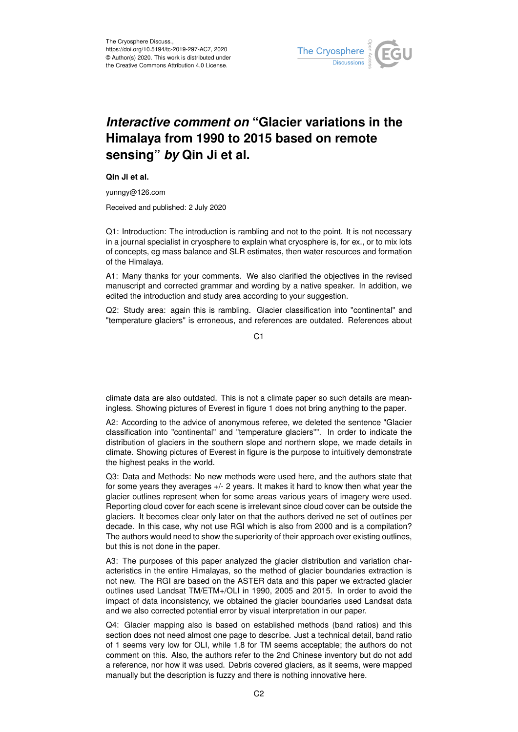The Cryosphere Discuss.,
https://doi.org/10.5194/tc-2019-297-AC7, 2020
© Author(s) 2020. This work is distributed under
the Creative Commons Attribution 4.0 License.

# *Interactive comment on* "Glacier variations in the Himalaya from 1990 to 2015 based on remote sensing" *by* Qin Ji et al.

**Qin Ji et al.**

yunngy@126.com

Received and published: 2 July 2020

Q1: Introduction: The introduction is rambling and not to the point. It is not necessary in a journal specialist in cryosphere to explain what cryosphere is, for ex., or to mix lots of concepts, eg mass balance and SLR estimates, then water resources and formation of the Himalaya.

A1: Many thanks for your comments. We also clarified the objectives in the revised manuscript and corrected grammar and wording by a native speaker. In addition, we edited the introduction and study area according to your suggestion.

Q2: Study area: again this is rambling. Glacier classification into "continental" and "temperature glaciers" is erroneous, and references are outdated. References about climate data are also outdated. This is not a climate paper so such details are meaningless. Showing pictures of Everest in figure 1 does not bring anything to the paper.

A2: According to the advice of anonymous referee, we deleted the sentence "Glacier classification into "continental" and "temperature glaciers"". In order to indicate the distribution of glaciers in the southern slope and northern slope, we made details in climate. Showing pictures of Everest in figure is the purpose to intuitively demonstrate the highest peaks in the world.

Q3: Data and Methods: No new methods were used here, and the authors state that for some years they averages +/- 2 years. It makes it hard to know then what year the glacier outlines represent when for some areas various years of imagery were used. Reporting cloud cover for each scene is irrelevant since cloud cover can be outside the glaciers. It becomes clear only later on that the authors derived ne set of outlines per decade. In this case, why not use RGI which is also from 2000 and is a compilation? The authors would need to show the superiority of their approach over existing outlines, but this is not done in the paper.

A3: The purposes of this paper analyzed the glacier distribution and variation characteristics in the entire Himalayas, so the method of glacier boundaries extraction is not new. The RGI are based on the ASTER data and this paper we extracted glacier outlines used Landsat TM/ETM+/OLI in 1990, 2005 and 2015. In order to avoid the impact of data inconsistency, we obtained the glacier boundaries used Landsat data and we also corrected potential error by visual interpretation in our paper.

Q4: Glacier mapping also is based on established methods (band ratios) and this section does not need almost one page to describe. Just a technical detail, band ratio of 1 seems very low for OLI, while 1.8 for TM seems acceptable; the authors do not comment on this. Also, the authors refer to the 2nd Chinese inventory but do not add a reference, nor how it was used. Debris covered glaciers, as it seems, were mapped manually but the description is fuzzy and there is nothing innovative here.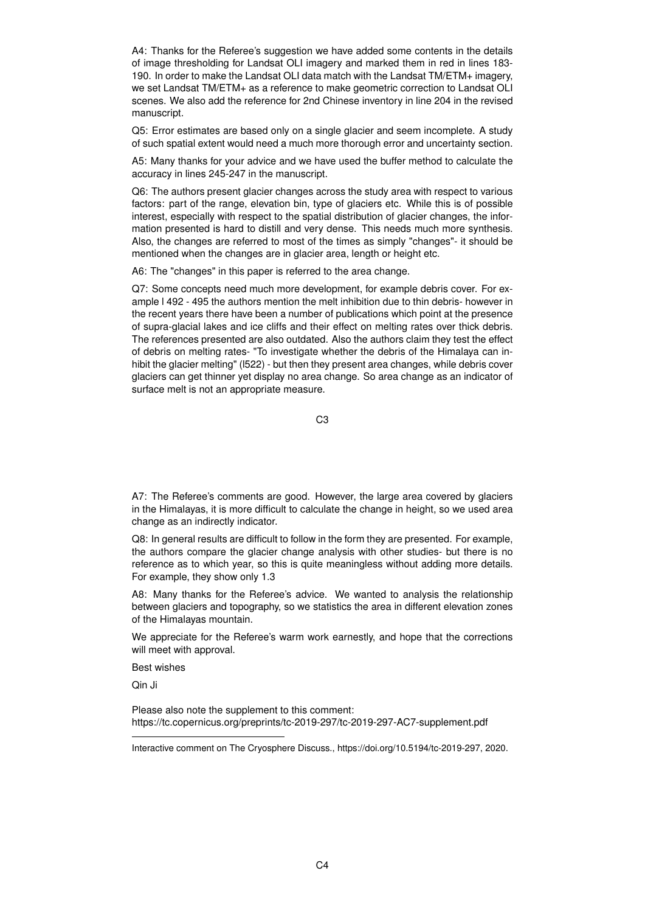A4: Thanks for the Referee's suggestion we have added some contents in the details of image thresholding for Landsat OLI imagery and marked them in red in lines 183-190. In order to make the Landsat OLI data match with the Landsat TM/ETM+ imagery, we set Landsat TM/ETM+ as a reference to make geometric correction to Landsat OLI scenes. We also add the reference for 2nd Chinese inventory in line 204 in the revised manuscript.

Q5: Error estimates are based only on a single glacier and seem incomplete. A study of such spatial extent would need a much more thorough error and uncertainty section.

A5: Many thanks for your advice and we have used the buffer method to calculate the accuracy in lines 245-247 in the manuscript.

Q6: The authors present glacier changes across the study area with respect to various factors: part of the range, elevation bin, type of glaciers etc. While this is of possible interest, especially with respect to the spatial distribution of glacier changes, the information presented is hard to distill and very dense. This needs much more synthesis. Also, the changes are referred to most of the times as simply "changes"- it should be mentioned when the changes are in glacier area, length or height etc.

A6: The "changes" in this paper is referred to the area change.

Q7: Some concepts need much more development, for example debris cover. For example l 492 - 495 the authors mention the melt inhibition due to thin debris- however in the recent years there have been a number of publications which point at the presence of supra-glacial lakes and ice cliffs and their effect on melting rates over thick debris. The references presented are also outdated. Also the authors claim they test the effect of debris on melting rates- "To investigate whether the debris of the Himalaya can inhibit the glacier melting" (l522) - but then they present area changes, while debris cover glaciers can get thinner yet display no area change. So area change as an indicator of surface melt is not an appropriate measure.

A7: The Referee's comments are good. However, the large area covered by glaciers in the Himalayas, it is more difficult to calculate the change in height, so we used area change as an indirectly indicator.

Q8: In general results are difficult to follow in the form they are presented. For example, the authors compare the glacier change analysis with other studies- but there is no reference as to which year, so this is quite meaningless without adding more details. For example, they show only 1.3

A8: Many thanks for the Referee's advice. We wanted to analysis the relationship between glaciers and topography, so we statistics the area in different elevation zones of the Himalayas mountain.

We appreciate for the Referee's warm work earnestly, and hope that the corrections will meet with approval.

Best wishes

Qin Ji

Please also note the supplement to this comment:
https://tc.copernicus.org/preprints/tc-2019-297/tc-2019-297-AC7-supplement.pdf

---

Interactive comment on The Cryosphere Discuss., https://doi.org/10.5194/tc-2019-297, 2020.